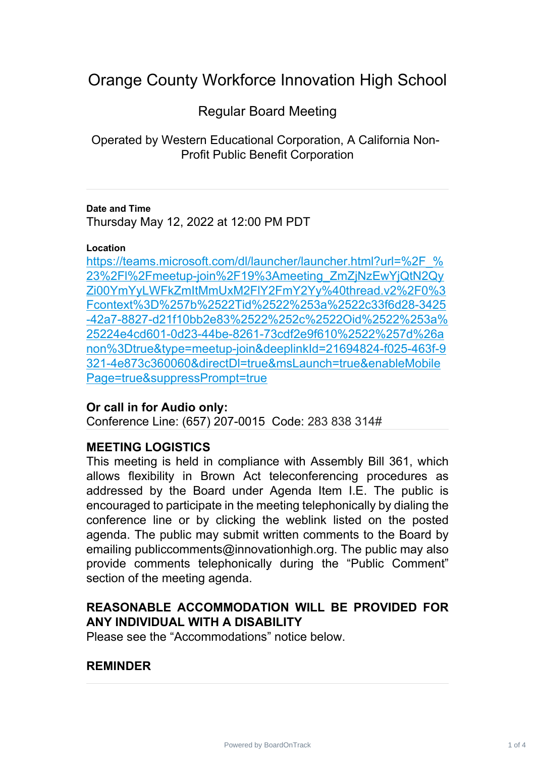# Orange County Workforce Innovation High School

## Regular Board Meeting

Operated by Western Educational Corporation, A California Non-Profit Public Benefit Corporation

---

**Date and Time**

Thursday May 12, 2022 at 12:00 PM PDT

**Location**

https://teams.microsoft.com/dl/launcher/launcher.html?url=%2F_%23%2Fl%2Fmeetup-join%2F19%3Ameeting_ZmZjNzEwYjQtN2QyZi00YmYyLWFkZmItMmUxM2FlY2FmY2Yy%40thread.v2%2F0%3Fcontext%3D%257b%2522Tid%2522%253a%2522c33f6d28-3425-42a7-8827-d21f10bb2e83%2522%252c%2522Oid%2522%253a%25224e4cd601-0d23-44be-8261-73cdf2e9f610%2522%257d%26anon%3Dtrue&type=meetup-join&deeplinkId=21694824-f025-463f-9321-4e873c360060&directDl=true&msLaunch=true&enableMobilePage=true&suppressPrompt=true

**Or call in for Audio only:**

Conference Line: (657) 207-0015 Code: 283 838 314#

---

**MEETING LOGISTICS**

This meeting is held in compliance with Assembly Bill 361, which allows flexibility in Brown Act teleconferencing procedures as addressed by the Board under Agenda Item I.E. The public is encouraged to participate in the meeting telephonically by dialing the conference line or by clicking the weblink listed on the posted agenda. The public may submit written comments to the Board by emailing publiccomments@innovationhigh.org. The public may also provide comments telephonically during the "Public Comment" section of the meeting agenda.

**REASONABLE ACCOMMODATION WILL BE PROVIDED FOR ANY INDIVIDUAL WITH A DISABILITY**

Please see the "Accommodations" notice below.

**REMINDER**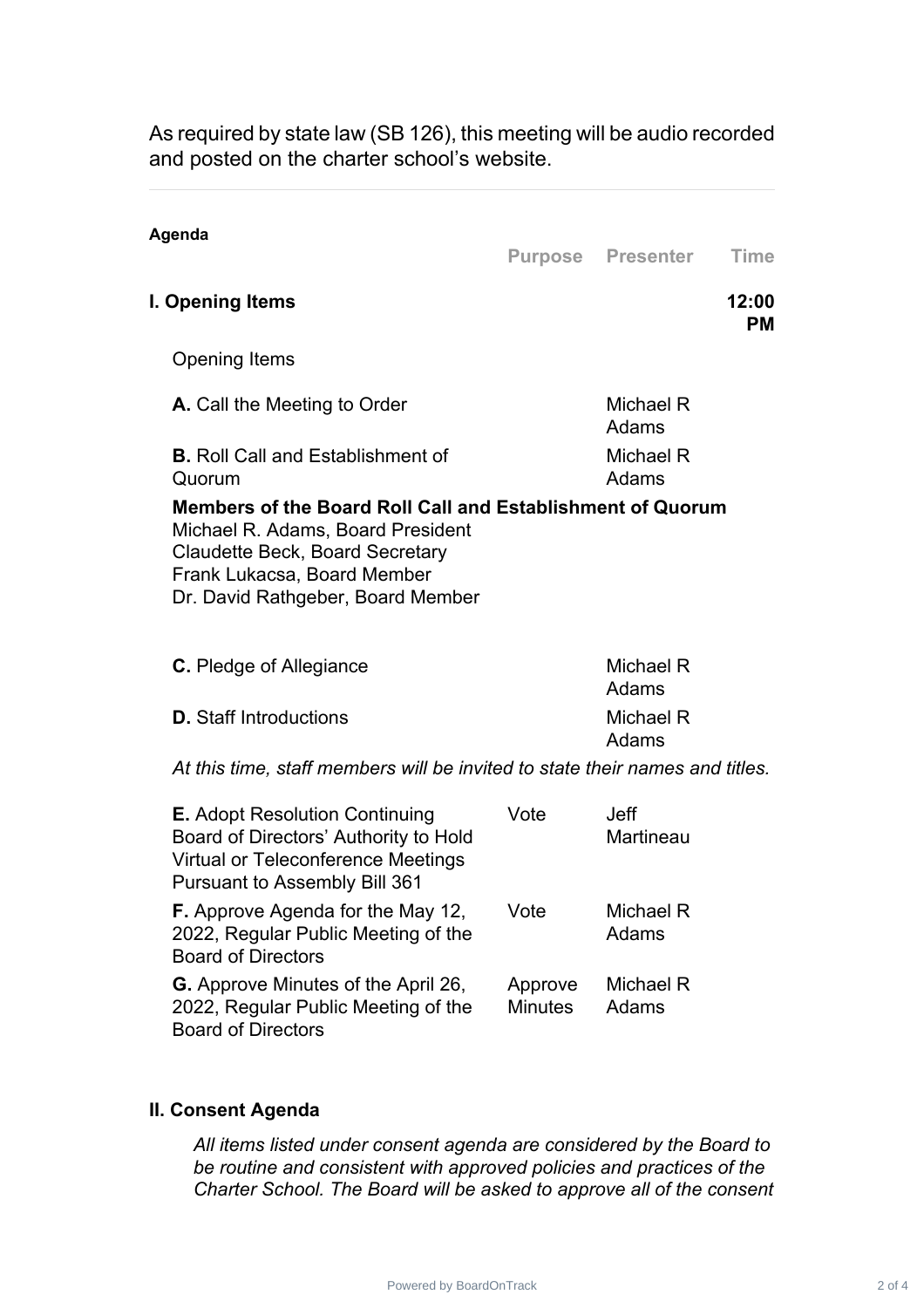As required by state law (SB 126), this meeting will be audio recorded and posted on the charter school's website.

---

**Agenda**

| | Purpose | Presenter | Time |
|---|---|---|---|
| **I. Opening Items** | | | **12:00 PM** |

Opening Items

| | Purpose | Presenter | Time |
|---|---|---|---|
| **A.** Call the Meeting to Order | | Michael R Adams | |
| **B.** Roll Call and Establishment of Quorum | | Michael R Adams | |

**Members of the Board Roll Call and Establishment of Quorum**
Michael R. Adams, Board President
Claudette Beck, Board Secretary
Frank Lukacsa, Board Member
Dr. David Rathgeber, Board Member

| | Purpose | Presenter | Time |
|---|---|---|---|
| **C.** Pledge of Allegiance | | Michael R Adams | |
| **D.** Staff Introductions | | Michael R Adams | |

*At this time, staff members will be invited to state their names and titles.*

| | Purpose | Presenter | Time |
|---|---|---|---|
| **E.** Adopt Resolution Continuing Board of Directors' Authority to Hold Virtual or Teleconference Meetings Pursuant to Assembly Bill 361 | Vote | Jeff Martineau | |
| **F.** Approve Agenda for the May 12, 2022, Regular Public Meeting of the Board of Directors | Vote | Michael R Adams | |
| **G.** Approve Minutes of the April 26, 2022, Regular Public Meeting of the Board of Directors | Approve Minutes | Michael R Adams | |

**II. Consent Agenda**

*All items listed under consent agenda are considered by the Board to be routine and consistent with approved policies and practices of the Charter School. The Board will be asked to approve all of the consent*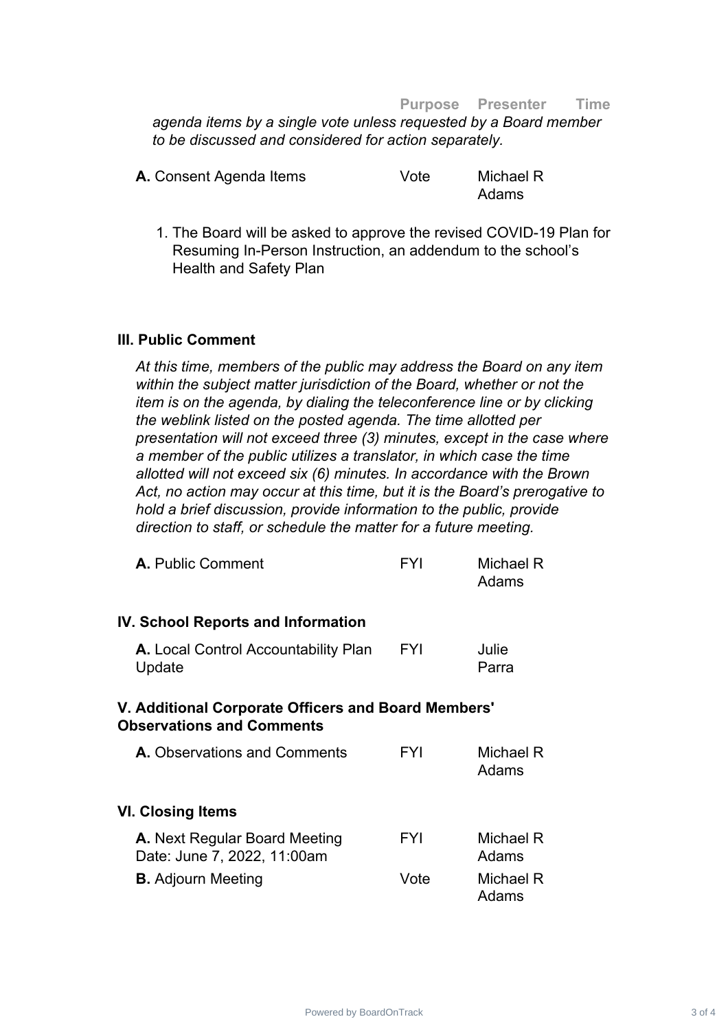| | Purpose | Presenter | Time |
|---|---|---|---|

*agenda items by a single vote unless requested by a Board member to be discussed and considered for action separately.*

| | Purpose | Presenter | Time |
|---|---|---|---|
| **A.** Consent Agenda Items | Vote | Michael R Adams | |

1. The Board will be asked to approve the revised COVID-19 Plan for Resuming In-Person Instruction, an addendum to the school's Health and Safety Plan

### III. Public Comment

*At this time, members of the public may address the Board on any item within the subject matter jurisdiction of the Board, whether or not the item is on the agenda, by dialing the teleconference line or by clicking the weblink listed on the posted agenda. The time allotted per presentation will not exceed three (3) minutes, except in the case where a member of the public utilizes a translator, in which case the time allotted will not exceed six (6) minutes. In accordance with the Brown Act, no action may occur at this time, but it is the Board's prerogative to hold a brief discussion, provide information to the public, provide direction to staff, or schedule the matter for a future meeting.*

| | Purpose | Presenter | Time |
|---|---|---|---|
| **A.** Public Comment | FYI | Michael R Adams | |

### IV. School Reports and Information

| | Purpose | Presenter | Time |
|---|---|---|---|
| **A.** Local Control Accountability Plan Update | FYI | Julie Parra | |

### V. Additional Corporate Officers and Board Members' Observations and Comments

| | Purpose | Presenter | Time |
|---|---|---|---|
| **A.** Observations and Comments | FYI | Michael R Adams | |

### VI. Closing Items

| | Purpose | Presenter | Time |
|---|---|---|---|
| **A.** Next Regular Board Meeting Date: June 7, 2022, 11:00am | FYI | Michael R Adams | |
| **B.** Adjourn Meeting | Vote | Michael R Adams | |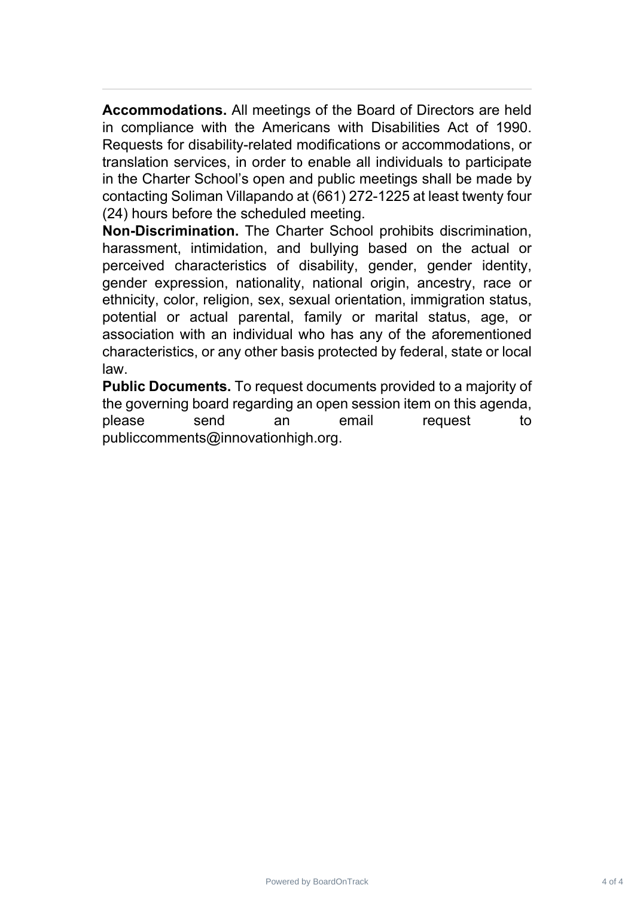**Accommodations.** All meetings of the Board of Directors are held in compliance with the Americans with Disabilities Act of 1990. Requests for disability-related modifications or accommodations, or translation services, in order to enable all individuals to participate in the Charter School's open and public meetings shall be made by contacting Soliman Villapando at (661) 272-1225 at least twenty four (24) hours before the scheduled meeting.

**Non-Discrimination.** The Charter School prohibits discrimination, harassment, intimidation, and bullying based on the actual or perceived characteristics of disability, gender, gender identity, gender expression, nationality, national origin, ancestry, race or ethnicity, color, religion, sex, sexual orientation, immigration status, potential or actual parental, family or marital status, age, or association with an individual who has any of the aforementioned characteristics, or any other basis protected by federal, state or local law.

**Public Documents.** To request documents provided to a majority of the governing board regarding an open session item on this agenda, please send an email request to publiccomments@innovationhigh.org.